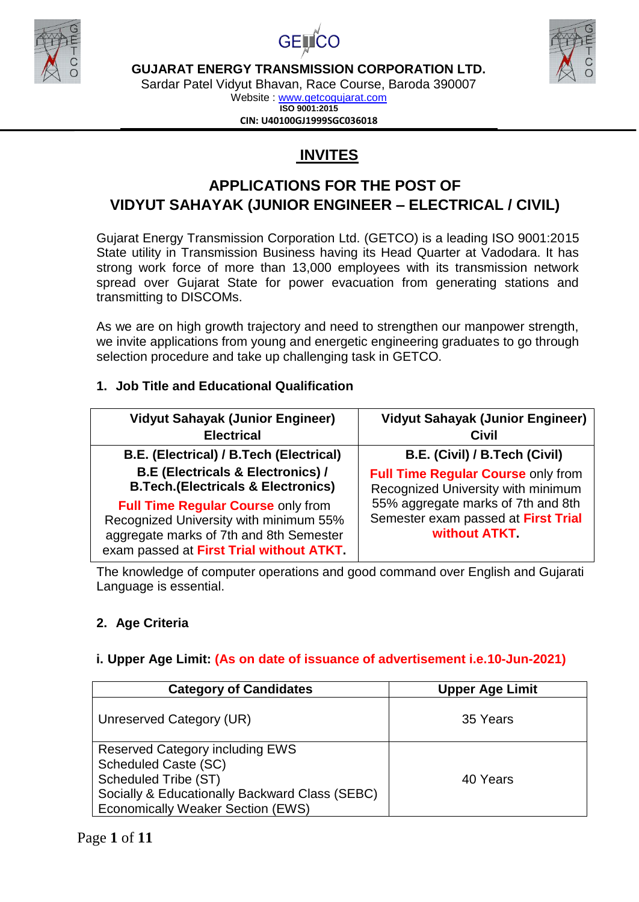**GUJARAT ENERGY TRANSMISSION CORPORATION LTD.**

Sardar Patel Vidyut Bhavan, Race Course, Baroda 390007

Website : www.getcogujarat.com

**ISO 9001:2015**

**CIN: U40100GJ1999SGC036018**

# INVITES

## APPLICATIONS FOR THE POST OF VIDYUT SAHAYAK (JUNIOR ENGINEER – ELECTRICAL / CIVIL)

Gujarat Energy Transmission Corporation Ltd. (GETCO) is a leading ISO 9001:2015 State utility in Transmission Business having its Head Quarter at Vadodara. It has strong work force of more than 13,000 employees with its transmission network spread over Gujarat State for power evacuation from generating stations and transmitting to DISCOMs.

As we are on high growth trajectory and need to strengthen our manpower strength, we invite applications from young and energetic engineering graduates to go through selection procedure and take up challenging task in GETCO.

### 1. Job Title and Educational Qualification

| Vidyut Sahayak (Junior Engineer) Electrical | Vidyut Sahayak (Junior Engineer) Civil |
|---|---|
| **B.E. (Electrical) / B.Tech (Electrical)** **B.E (Electricals & Electronics) / B.Tech.(Electricals & Electronics)** **Full Time Regular Course** only from Recognized University with minimum 55% aggregate marks of 7th and 8th Semester exam passed at **First Trial without ATKT.** | **B.E. (Civil) / B.Tech (Civil)** **Full Time Regular Course** only from Recognized University with minimum 55% aggregate marks of 7th and 8th Semester exam passed at **First Trial without ATKT.** |

The knowledge of computer operations and good command over English and Gujarati Language is essential.

### 2. Age Criteria

**i. Upper Age Limit: (As on date of issuance of advertisement i.e.10-Jun-2021)**

| Category of Candidates | Upper Age Limit |
|---|---|
| Unreserved Category (UR) | 35 Years |
| Reserved Category including EWS<br>Scheduled Caste (SC)<br>Scheduled Tribe (ST)<br>Socially & Educationally Backward Class (SEBC)<br>Economically Weaker Section (EWS) | 40 Years |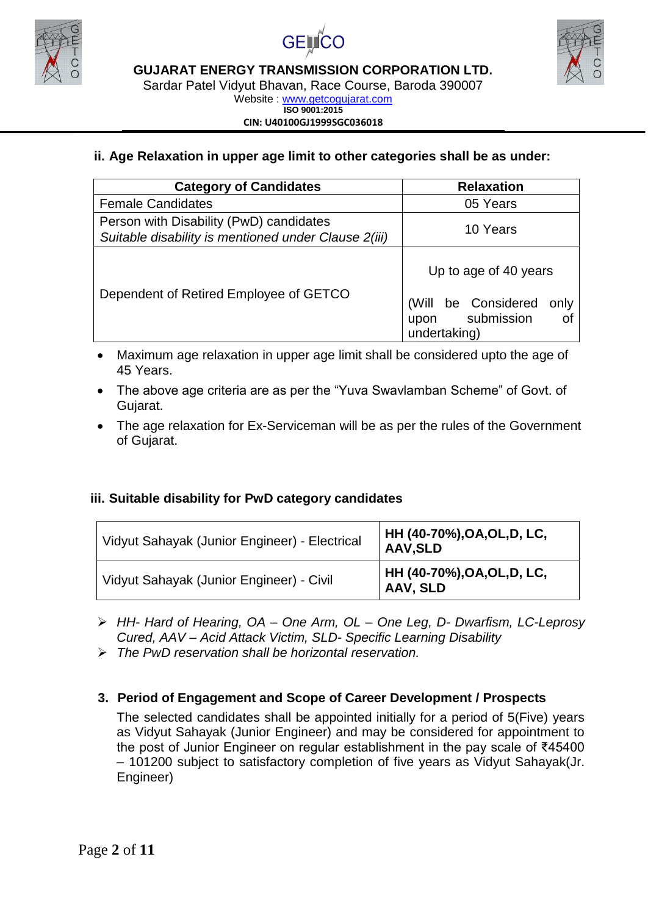**ii. Age Relaxation in upper age limit to other categories shall be as under:**

| Category of Candidates | Relaxation |
|---|---|
| Female Candidates | 05 Years |
| Person with Disability (PwD) candidates *Suitable disability is mentioned under Clause 2(iii)* | 10 Years |
| Dependent of Retired Employee of GETCO | Up to age of 40 years (Will be Considered only upon submission of undertaking) |

- Maximum age relaxation in upper age limit shall be considered upto the age of 45 Years.
- The above age criteria are as per the "Yuva Swavlamban Scheme" of Govt. of Gujarat.
- The age relaxation for Ex-Serviceman will be as per the rules of the Government of Gujarat.

**iii. Suitable disability for PwD category candidates**

| | |
|---|---|
| Vidyut Sahayak (Junior Engineer) - Electrical | **HH (40-70%),OA,OL,D, LC, AAV,SLD** |
| Vidyut Sahayak (Junior Engineer) - Civil | **HH (40-70%),OA,OL,D, LC, AAV, SLD** |

- *HH- Hard of Hearing, OA – One Arm, OL – One Leg, D- Dwarfism, LC-Leprosy Cured, AAV – Acid Attack Victim, SLD- Specific Learning Disability*
- *The PwD reservation shall be horizontal reservation.*

**3. Period of Engagement and Scope of Career Development / Prospects**

The selected candidates shall be appointed initially for a period of 5(Five) years as Vidyut Sahayak (Junior Engineer) and may be considered for appointment to the post of Junior Engineer on regular establishment in the pay scale of ₹45400 – 101200 subject to satisfactory completion of five years as Vidyut Sahayak(Jr. Engineer)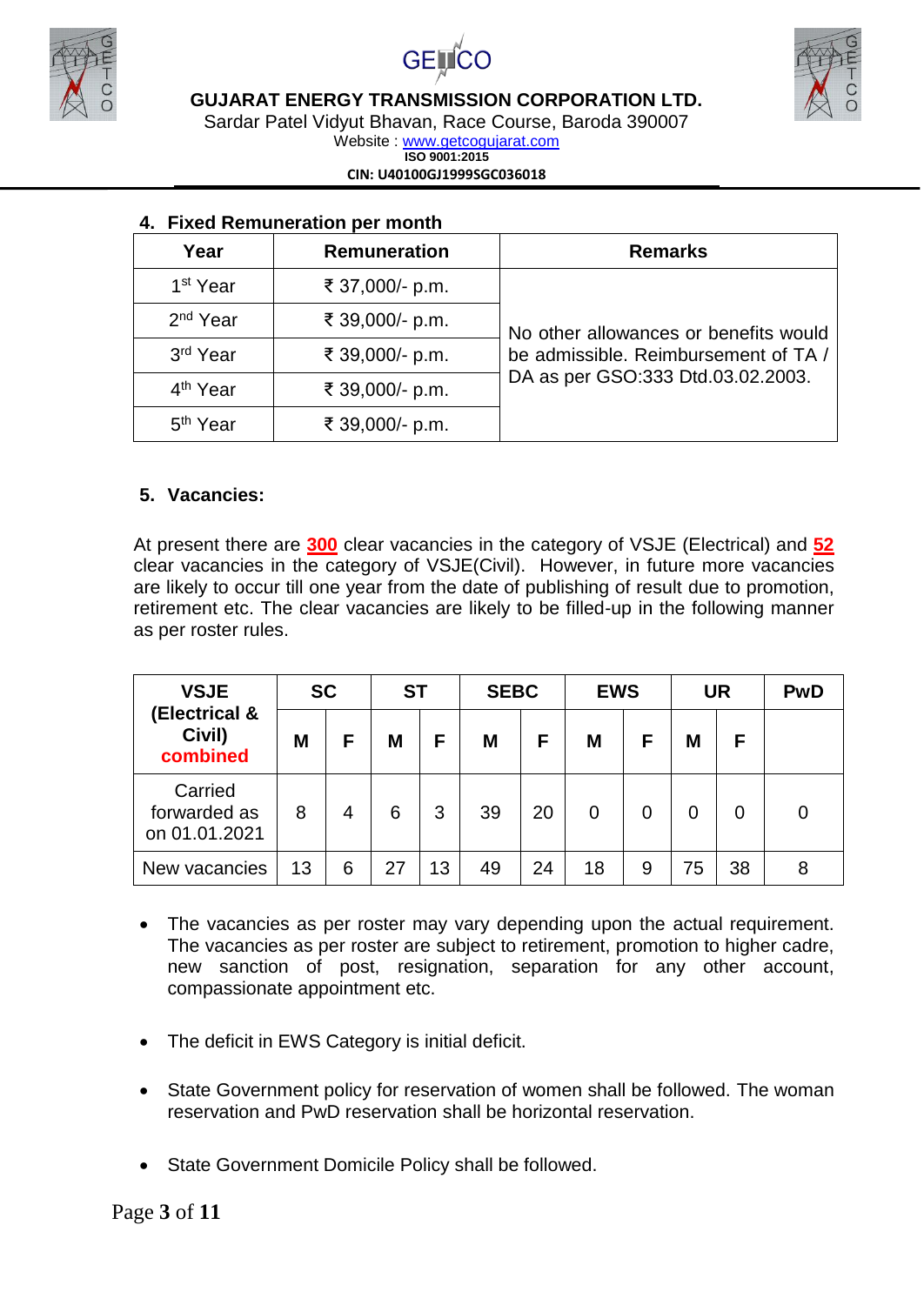GUJARAT ENERGY TRANSMISSION CORPORATION LTD.
Sardar Patel Vidyut Bhavan, Race Course, Baroda 390007
Website : www.getcogujarat.com
ISO 9001:2015
CIN: U40100GJ1999SGC036018

## 4. Fixed Remuneration per month

| Year | Remuneration | Remarks |
|---|---|---|
| 1st Year | ₹ 37,000/- p.m. | No other allowances or benefits would be admissible. Reimbursement of TA / DA as per GSO:333 Dtd.03.02.2003. |
| 2nd Year | ₹ 39,000/- p.m. | |
| 3rd Year | ₹ 39,000/- p.m. | |
| 4th Year | ₹ 39,000/- p.m. | |
| 5th Year | ₹ 39,000/- p.m. | |

## 5. Vacancies:

At present there are **300** clear vacancies in the category of VSJE (Electrical) and **52** clear vacancies in the category of VSJE(Civil). However, in future more vacancies are likely to occur till one year from the date of publishing of result due to promotion, retirement etc. The clear vacancies are likely to be filled-up in the following manner as per roster rules.

| VSJE (Electrical & Civil) combined | SC | | ST | | SEBC | | EWS | | UR | | PwD |
|---|---|---|---|---|---|---|---|---|---|---|---|
| | M | F | M | F | M | F | M | F | M | F | |
| Carried forwarded as on 01.01.2021 | 8 | 4 | 6 | 3 | 39 | 20 | 0 | 0 | 0 | 0 | 0 |
| New vacancies | 13 | 6 | 27 | 13 | 49 | 24 | 18 | 9 | 75 | 38 | 8 |

- The vacancies as per roster may vary depending upon the actual requirement. The vacancies as per roster are subject to retirement, promotion to higher cadre, new sanction of post, resignation, separation for any other account, compassionate appointment etc.
- The deficit in EWS Category is initial deficit.
- State Government policy for reservation of women shall be followed. The woman reservation and PwD reservation shall be horizontal reservation.
- State Government Domicile Policy shall be followed.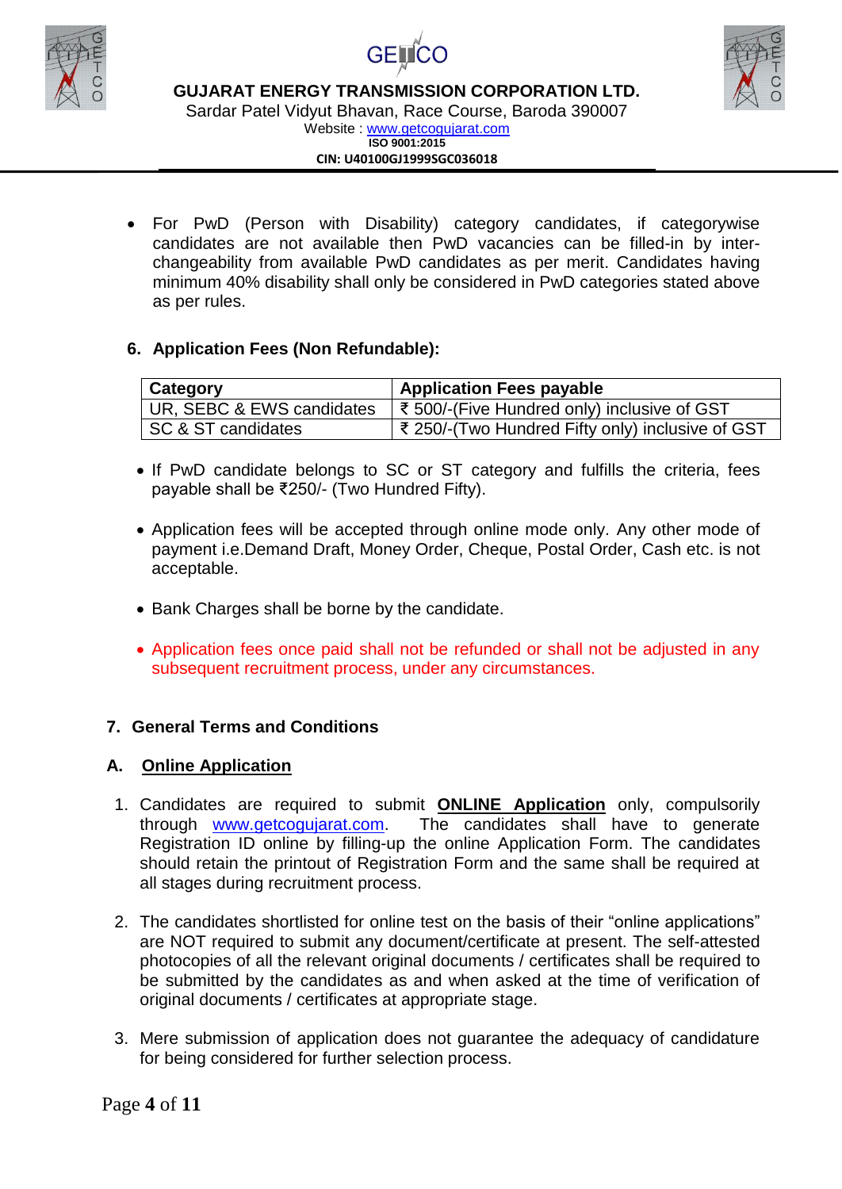- For PwD (Person with Disability) category candidates, if categorywise candidates are not available then PwD vacancies can be filled-in by inter-changeability from available PwD candidates as per merit. Candidates having minimum 40% disability shall only be considered in PwD categories stated above as per rules.

## 6. Application Fees (Non Refundable):

| Category | Application Fees payable |
|---|---|
| UR, SEBC & EWS candidates | ₹ 500/-(Five Hundred only) inclusive of GST |
| SC & ST candidates | ₹ 250/-(Two Hundred Fifty only) inclusive of GST |

- If PwD candidate belongs to SC or ST category and fulfills the criteria, fees payable shall be ₹250/- (Two Hundred Fifty).
- Application fees will be accepted through online mode only. Any other mode of payment i.e.Demand Draft, Money Order, Cheque, Postal Order, Cash etc. is not acceptable.
- Bank Charges shall be borne by the candidate.
- Application fees once paid shall not be refunded or shall not be adjusted in any subsequent recruitment process, under any circumstances.

## 7. General Terms and Conditions

### A. Online Application

1. Candidates are required to submit **ONLINE Application** only, compulsorily through www.getcogujarat.com. The candidates shall have to generate Registration ID online by filling-up the online Application Form. The candidates should retain the printout of Registration Form and the same shall be required at all stages during recruitment process.
2. The candidates shortlisted for online test on the basis of their "online applications" are NOT required to submit any document/certificate at present. The self-attested photocopies of all the relevant original documents / certificates shall be required to be submitted by the candidates as and when asked at the time of verification of original documents / certificates at appropriate stage.
3. Mere submission of application does not guarantee the adequacy of candidature for being considered for further selection process.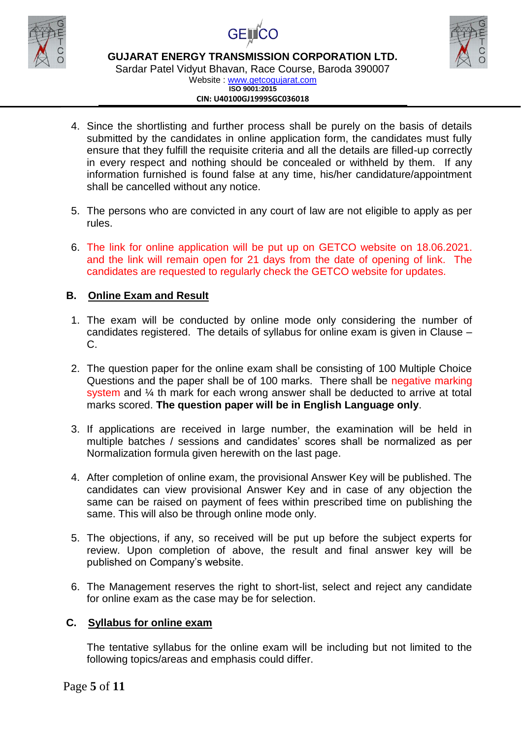4. Since the shortlisting and further process shall be purely on the basis of details submitted by the candidates in online application form, the candidates must fully ensure that they fulfill the requisite criteria and all the details are filled-up correctly in every respect and nothing should be concealed or withheld by them. If any information furnished is found false at any time, his/her candidature/appointment shall be cancelled without any notice.

5. The persons who are convicted in any court of law are not eligible to apply as per rules.

6. The link for online application will be put up on GETCO website on 18.06.2021. and the link will remain open for 21 days from the date of opening of link. The candidates are requested to regularly check the GETCO website for updates.

## B. Online Exam and Result

1. The exam will be conducted by online mode only considering the number of candidates registered. The details of syllabus for online exam is given in Clause – C.

2. The question paper for the online exam shall be consisting of 100 Multiple Choice Questions and the paper shall be of 100 marks. There shall be negative marking system and ¼ th mark for each wrong answer shall be deducted to arrive at total marks scored. **The question paper will be in English Language only**.

3. If applications are received in large number, the examination will be held in multiple batches / sessions and candidates' scores shall be normalized as per Normalization formula given herewith on the last page.

4. After completion of online exam, the provisional Answer Key will be published. The candidates can view provisional Answer Key and in case of any objection the same can be raised on payment of fees within prescribed time on publishing the same. This will also be through online mode only.

5. The objections, if any, so received will be put up before the subject experts for review. Upon completion of above, the result and final answer key will be published on Company's website.

6. The Management reserves the right to short-list, select and reject any candidate for online exam as the case may be for selection.

## C. Syllabus for online exam

The tentative syllabus for the online exam will be including but not limited to the following topics/areas and emphasis could differ.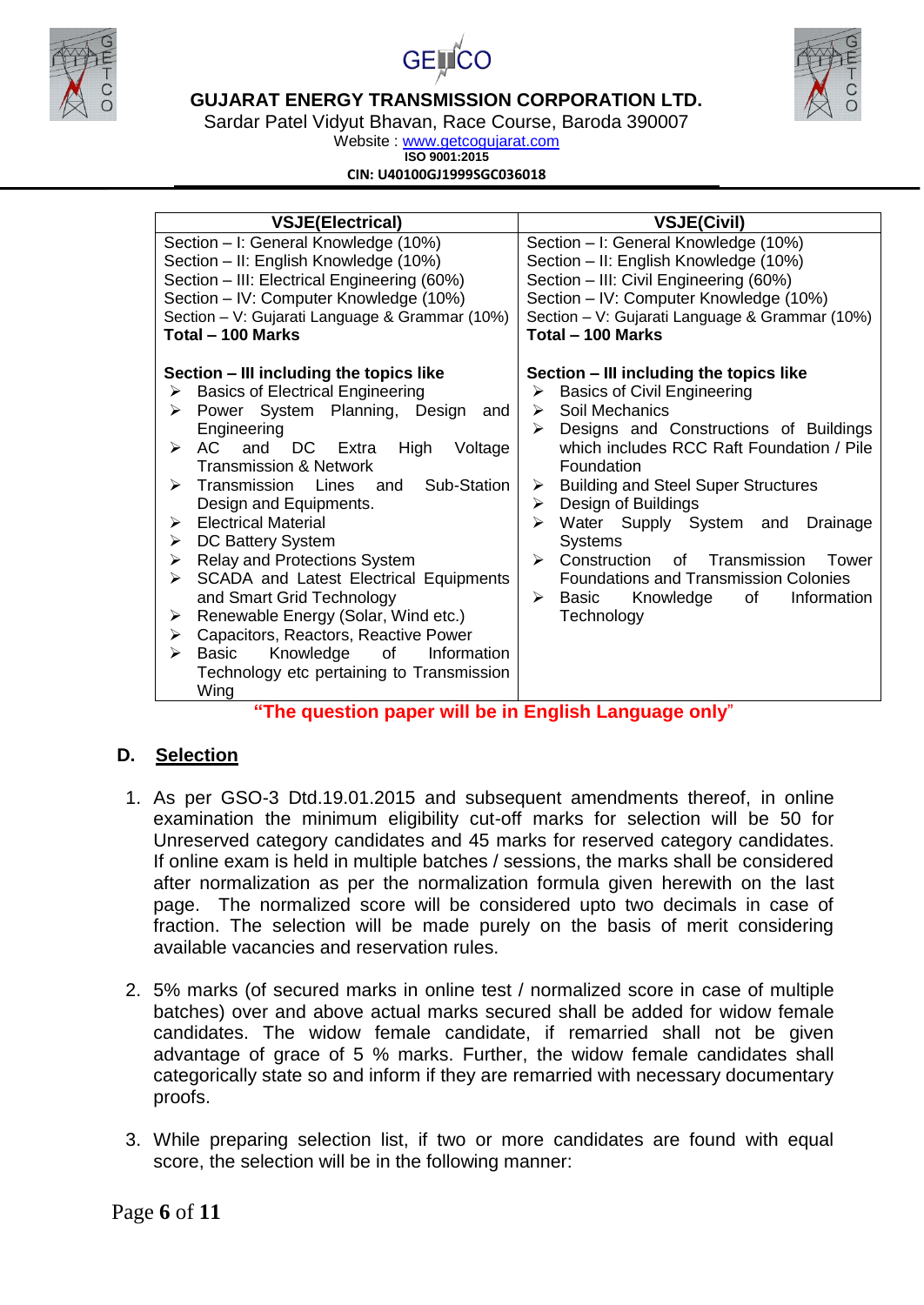| VSJE(Electrical) | VSJE(Civil) |
|---|---|
| Section – I: General Knowledge (10%)<br>Section – II: English Knowledge (10%)<br>Section – III: Electrical Engineering (60%)<br>Section – IV: Computer Knowledge (10%)<br>Section – V: Gujarati Language & Grammar (10%)<br>**Total – 100 Marks**<br><br>**Section – III including the topics like**<br>➢ Basics of Electrical Engineering<br>➢ Power System Planning, Design and Engineering<br>➢ AC and DC Extra High Voltage Transmission & Network<br>➢ Transmission Lines and Sub-Station Design and Equipments.<br>➢ Electrical Material<br>➢ DC Battery System<br>➢ Relay and Protections System<br>➢ SCADA and Latest Electrical Equipments and Smart Grid Technology<br>➢ Renewable Energy (Solar, Wind etc.)<br>➢ Capacitors, Reactors, Reactive Power<br>➢ Basic Knowledge of Information Technology etc pertaining to Transmission Wing | Section – I: General Knowledge (10%)<br>Section – II: English Knowledge (10%)<br>Section – III: Civil Engineering (60%)<br>Section – IV: Computer Knowledge (10%)<br>Section – V: Gujarati Language & Grammar (10%)<br>**Total – 100 Marks**<br><br>**Section – III including the topics like**<br>➢ Basics of Civil Engineering<br>➢ Soil Mechanics<br>➢ Designs and Constructions of Buildings which includes RCC Raft Foundation / Pile Foundation<br>➢ Building and Steel Super Structures<br>➢ Design of Buildings<br>➢ Water Supply System and Drainage Systems<br>➢ Construction of Transmission Tower Foundations and Transmission Colonies<br>➢ Basic Knowledge of Information Technology |

**"The question paper will be in English Language only"**

## D. Selection

1. As per GSO-3 Dtd.19.01.2015 and subsequent amendments thereof, in online examination the minimum eligibility cut-off marks for selection will be 50 for Unreserved category candidates and 45 marks for reserved category candidates. If online exam is held in multiple batches / sessions, the marks shall be considered after normalization as per the normalization formula given herewith on the last page. The normalized score will be considered upto two decimals in case of fraction. The selection will be made purely on the basis of merit considering available vacancies and reservation rules.

2. 5% marks (of secured marks in online test / normalized score in case of multiple batches) over and above actual marks secured shall be added for widow female candidates. The widow female candidate, if remarried shall not be given advantage of grace of 5 % marks. Further, the widow female candidates shall categorically state so and inform if they are remarried with necessary documentary proofs.

3. While preparing selection list, if two or more candidates are found with equal score, the selection will be in the following manner: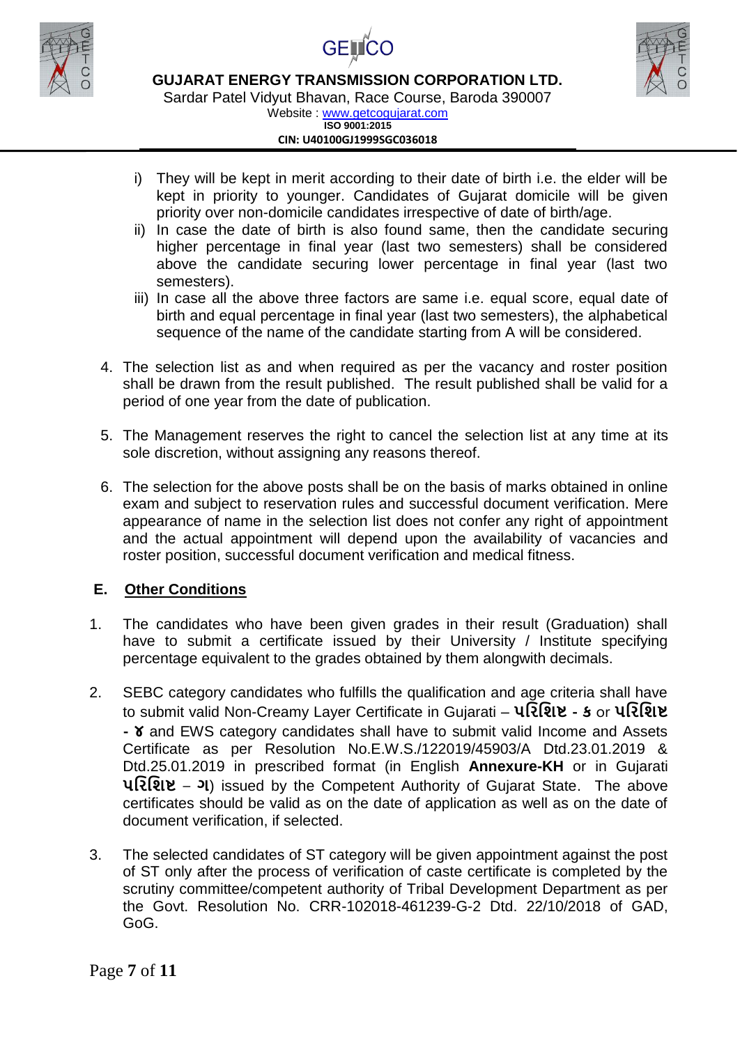i) They will be kept in merit according to their date of birth i.e. the elder will be kept in priority to younger. Candidates of Gujarat domicile will be given priority over non-domicile candidates irrespective of date of birth/age.
ii) In case the date of birth is also found same, then the candidate securing higher percentage in final year (last two semesters) shall be considered above the candidate securing lower percentage in final year (last two semesters).
iii) In case all the above three factors are same i.e. equal score, equal date of birth and equal percentage in final year (last two semesters), the alphabetical sequence of the name of the candidate starting from A will be considered.

4. The selection list as and when required as per the vacancy and roster position shall be drawn from the result published. The result published shall be valid for a period of one year from the date of publication.

5. The Management reserves the right to cancel the selection list at any time at its sole discretion, without assigning any reasons thereof.

6. The selection for the above posts shall be on the basis of marks obtained in online exam and subject to reservation rules and successful document verification. Mere appearance of name in the selection list does not confer any right of appointment and the actual appointment will depend upon the availability of vacancies and roster position, successful document verification and medical fitness.

## E. Other Conditions

1. The candidates who have been given grades in their result (Graduation) shall have to submit a certificate issued by their University / Institute specifying percentage equivalent to the grades obtained by them alongwith decimals.

2. SEBC category candidates who fulfills the qualification and age criteria shall have to submit valid Non-Creamy Layer Certificate in Gujarati – **પરિશિષ્ટ - ક** or **પરિશિષ્ટ - ૪** and EWS category candidates shall have to submit valid Income and Assets Certificate as per Resolution No.E.W.S./122019/45903/A Dtd.23.01.2019 & Dtd.25.01.2019 in prescribed format (in English **Annexure-KH** or in Gujarati **પરિશિષ્ટ – ગ**) issued by the Competent Authority of Gujarat State. The above certificates should be valid as on the date of application as well as on the date of document verification, if selected.

3. The selected candidates of ST category will be given appointment against the post of ST only after the process of verification of caste certificate is completed by the scrutiny committee/competent authority of Tribal Development Department as per the Govt. Resolution No. CRR-102018-461239-G-2 Dtd. 22/10/2018 of GAD, GoG.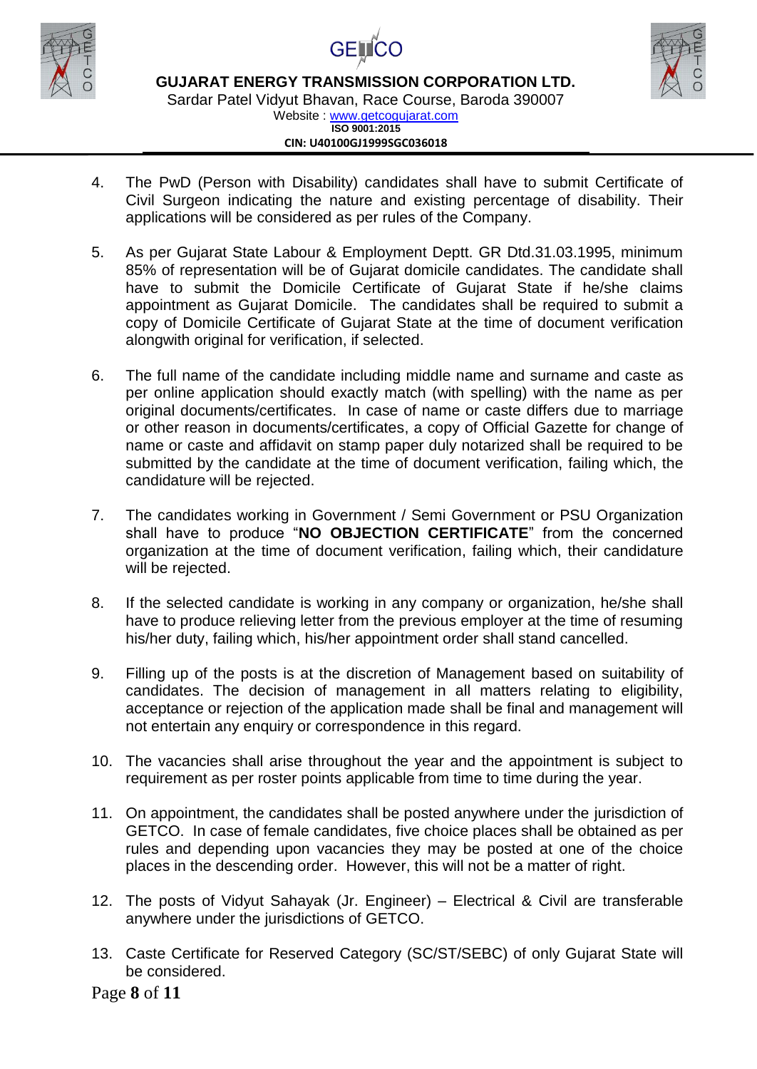4. The PwD (Person with Disability) candidates shall have to submit Certificate of Civil Surgeon indicating the nature and existing percentage of disability. Their applications will be considered as per rules of the Company.

5. As per Gujarat State Labour & Employment Deptt. GR Dtd.31.03.1995, minimum 85% of representation will be of Gujarat domicile candidates. The candidate shall have to submit the Domicile Certificate of Gujarat State if he/she claims appointment as Gujarat Domicile. The candidates shall be required to submit a copy of Domicile Certificate of Gujarat State at the time of document verification alongwith original for verification, if selected.

6. The full name of the candidate including middle name and surname and caste as per online application should exactly match (with spelling) with the name as per original documents/certificates. In case of name or caste differs due to marriage or other reason in documents/certificates, a copy of Official Gazette for change of name or caste and affidavit on stamp paper duly notarized shall be required to be submitted by the candidate at the time of document verification, failing which, the candidature will be rejected.

7. The candidates working in Government / Semi Government or PSU Organization shall have to produce "**NO OBJECTION CERTIFICATE**" from the concerned organization at the time of document verification, failing which, their candidature will be rejected.

8. If the selected candidate is working in any company or organization, he/she shall have to produce relieving letter from the previous employer at the time of resuming his/her duty, failing which, his/her appointment order shall stand cancelled.

9. Filling up of the posts is at the discretion of Management based on suitability of candidates. The decision of management in all matters relating to eligibility, acceptance or rejection of the application made shall be final and management will not entertain any enquiry or correspondence in this regard.

10. The vacancies shall arise throughout the year and the appointment is subject to requirement as per roster points applicable from time to time during the year.

11. On appointment, the candidates shall be posted anywhere under the jurisdiction of GETCO. In case of female candidates, five choice places shall be obtained as per rules and depending upon vacancies they may be posted at one of the choice places in the descending order. However, this will not be a matter of right.

12. The posts of Vidyut Sahayak (Jr. Engineer) – Electrical & Civil are transferable anywhere under the jurisdictions of GETCO.

13. Caste Certificate for Reserved Category (SC/ST/SEBC) of only Gujarat State will be considered.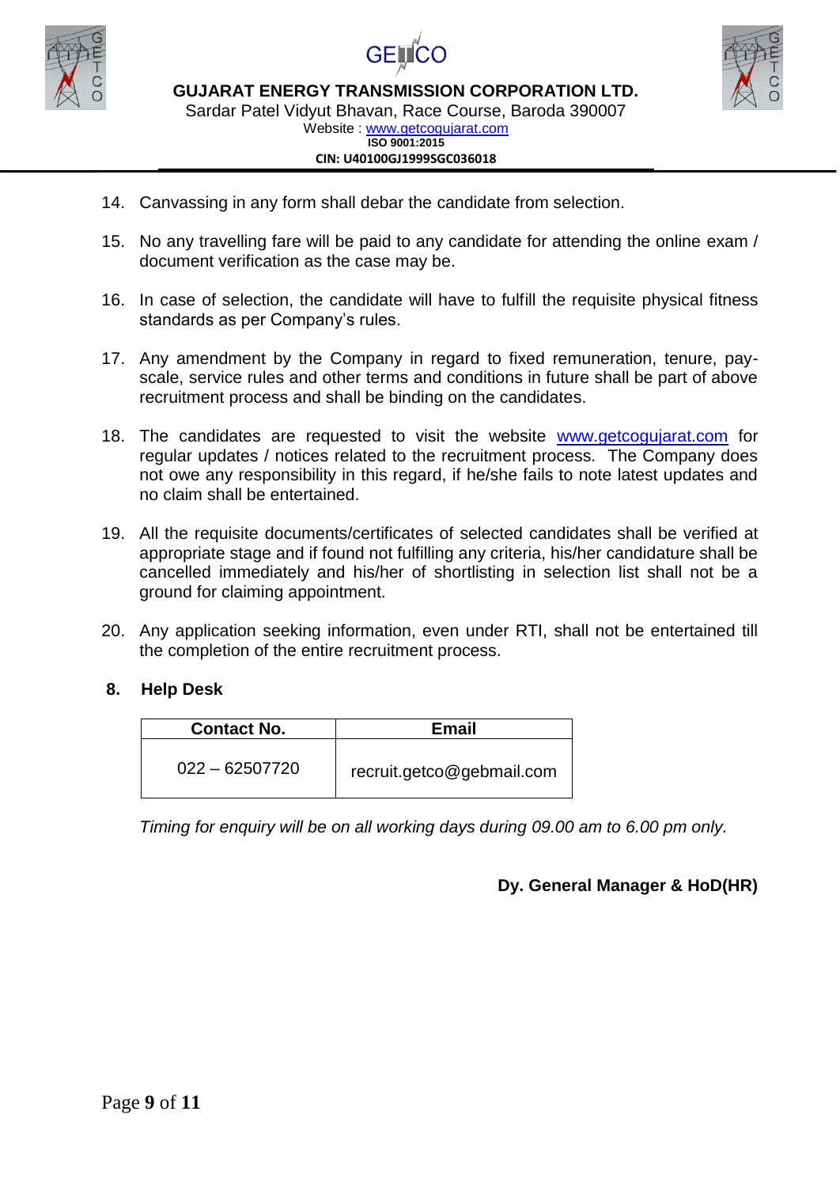14. Canvassing in any form shall debar the candidate from selection.

15. No any travelling fare will be paid to any candidate for attending the online exam / document verification as the case may be.

16. In case of selection, the candidate will have to fulfill the requisite physical fitness standards as per Company's rules.

17. Any amendment by the Company in regard to fixed remuneration, tenure, pay-scale, service rules and other terms and conditions in future shall be part of above recruitment process and shall be binding on the candidates.

18. The candidates are requested to visit the website www.getcogujarat.com for regular updates / notices related to the recruitment process. The Company does not owe any responsibility in this regard, if he/she fails to note latest updates and no claim shall be entertained.

19. All the requisite documents/certificates of selected candidates shall be verified at appropriate stage and if found not fulfilling any criteria, his/her candidature shall be cancelled immediately and his/her of shortlisting in selection list shall not be a ground for claiming appointment.

20. Any application seeking information, even under RTI, shall not be entertained till the completion of the entire recruitment process.

## 8. Help Desk

| Contact No. | Email |
|---|---|
| 022 – 62507720 | recruit.getco@gebmail.com |

*Timing for enquiry will be on all working days during 09.00 am to 6.00 pm only.*

**Dy. General Manager & HoD(HR)**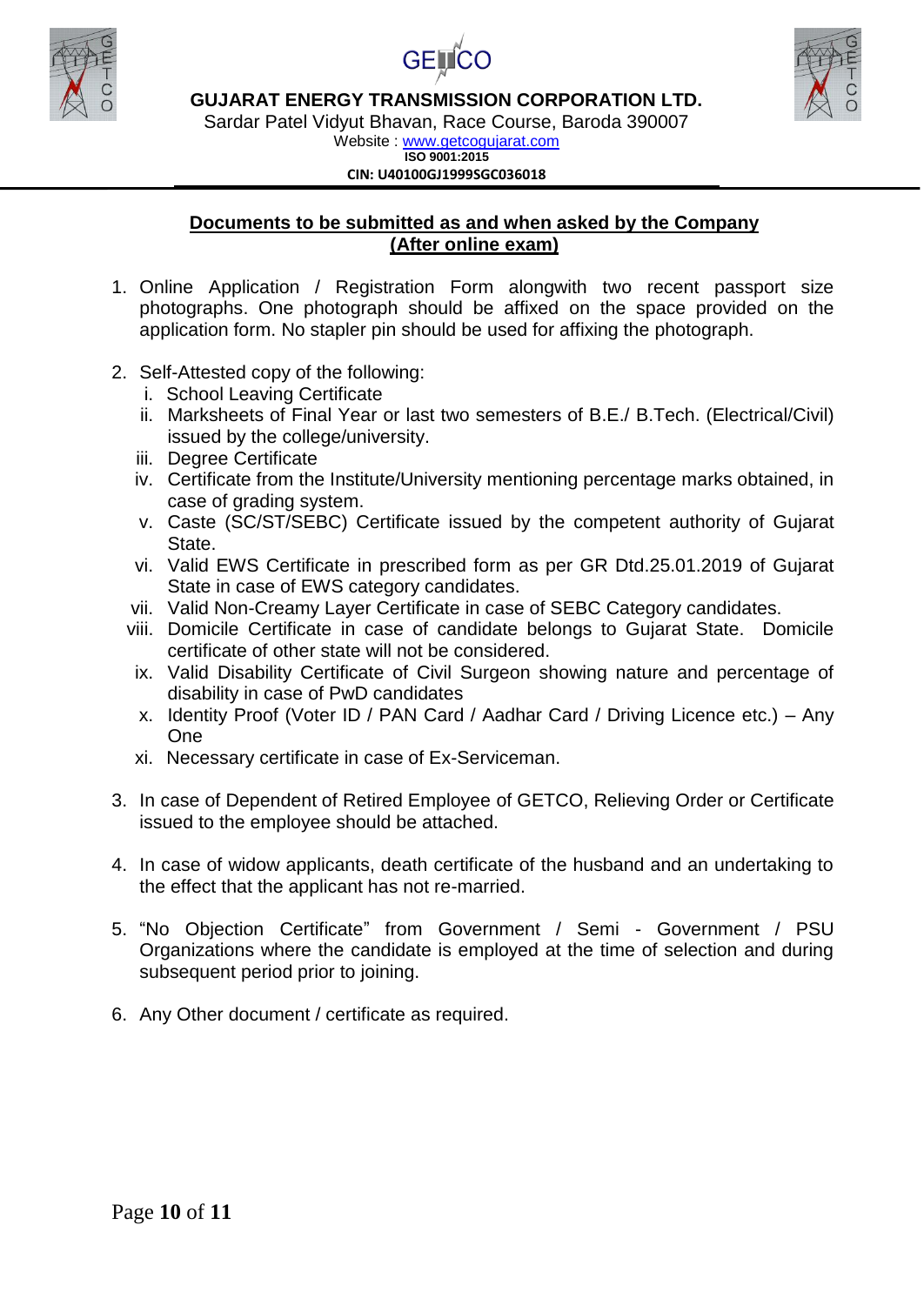**GUJARAT ENERGY TRANSMISSION CORPORATION LTD.**

Sardar Patel Vidyut Bhavan, Race Course, Baroda 390007

Website : www.getcogujarat.com

**ISO 9001:2015**

**CIN: U40100GJ1999SGC036018**

## Documents to be submitted as and when asked by the Company (After online exam)

1. Online Application / Registration Form alongwith two recent passport size photographs. One photograph should be affixed on the space provided on the application form. No stapler pin should be used for affixing the photograph.

2. Self-Attested copy of the following:
   - i. School Leaving Certificate
   - ii. Marksheets of Final Year or last two semesters of B.E./ B.Tech. (Electrical/Civil) issued by the college/university.
   - iii. Degree Certificate
   - iv. Certificate from the Institute/University mentioning percentage marks obtained, in case of grading system.
   - v. Caste (SC/ST/SEBC) Certificate issued by the competent authority of Gujarat State.
   - vi. Valid EWS Certificate in prescribed form as per GR Dtd.25.01.2019 of Gujarat State in case of EWS category candidates.
   - vii. Valid Non-Creamy Layer Certificate in case of SEBC Category candidates.
   - viii. Domicile Certificate in case of candidate belongs to Gujarat State. Domicile certificate of other state will not be considered.
   - ix. Valid Disability Certificate of Civil Surgeon showing nature and percentage of disability in case of PwD candidates
   - x. Identity Proof (Voter ID / PAN Card / Aadhar Card / Driving Licence etc.) – Any One
   - xi. Necessary certificate in case of Ex-Serviceman.

3. In case of Dependent of Retired Employee of GETCO, Relieving Order or Certificate issued to the employee should be attached.

4. In case of widow applicants, death certificate of the husband and an undertaking to the effect that the applicant has not re-married.

5. "No Objection Certificate" from Government / Semi - Government / PSU Organizations where the candidate is employed at the time of selection and during subsequent period prior to joining.

6. Any Other document / certificate as required.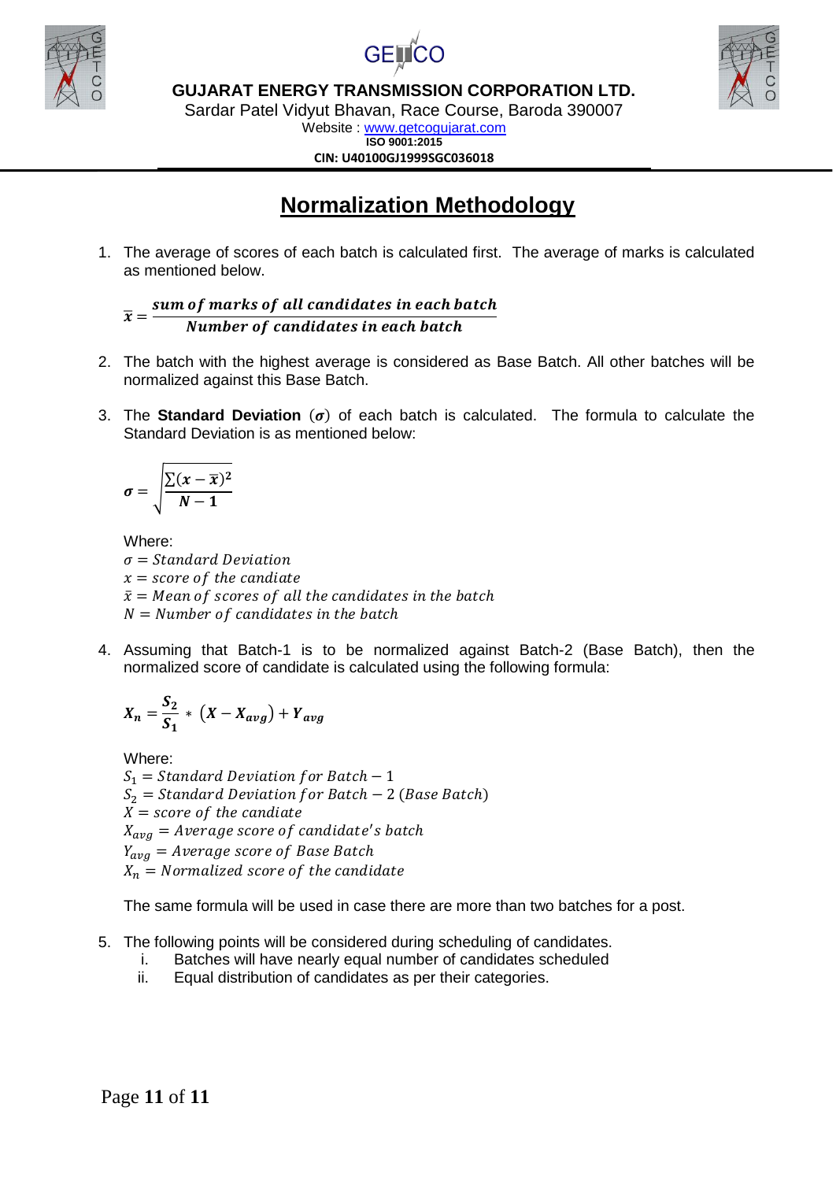GUJARAT ENERGY TRANSMISSION CORPORATION LTD.

Sardar Patel Vidyut Bhavan, Race Course, Baroda 390007

Website : www.getcogujarat.com

ISO 9001:2015

CIN: U40100GJ1999SGC036018

# Normalization Methodology

1. The average of scores of each batch is calculated first. The average of marks is calculated as mentioned below.

$$\bar{x} = \frac{\text{sum of marks of all candidates in each batch}}{\text{Number of candidates in each batch}}$$

2. The batch with the highest average is considered as Base Batch. All other batches will be normalized against this Base Batch.

3. The **Standard Deviation** ($\sigma$) of each batch is calculated. The formula to calculate the Standard Deviation is as mentioned below:

$$\sigma = \sqrt{\frac{\sum(x - \bar{x})^2}{N - 1}}$$

Where:
$\sigma = Standard\ Deviation$
$x = score\ of\ the\ candiate$
$\bar{x} = Mean\ of\ scores\ of\ all\ the\ candidates\ in\ the\ batch$
$N = Number\ of\ candidates\ in\ the\ batch$

4. Assuming that Batch-1 is to be normalized against Batch-2 (Base Batch), then the normalized score of candidate is calculated using the following formula:

$$X_n = \frac{S_2}{S_1} * \left(X - X_{avg}\right) + Y_{avg}$$

Where:
$S_1 = Standard\ Deviation\ for\ Batch - 1$
$S_2 = Standard\ Deviation\ for\ Batch - 2\ (Base\ Batch)$
$X = score\ of\ the\ candiate$
$X_{avg} = Average\ score\ of\ candidate's\ batch$
$Y_{avg} = Average\ score\ of\ Base\ Batch$
$X_n = Normalized\ score\ of\ the\ candidate$

The same formula will be used in case there are more than two batches for a post.

5. The following points will be considered during scheduling of candidates.
   i. Batches will have nearly equal number of candidates scheduled
   ii. Equal distribution of candidates as per their categories.